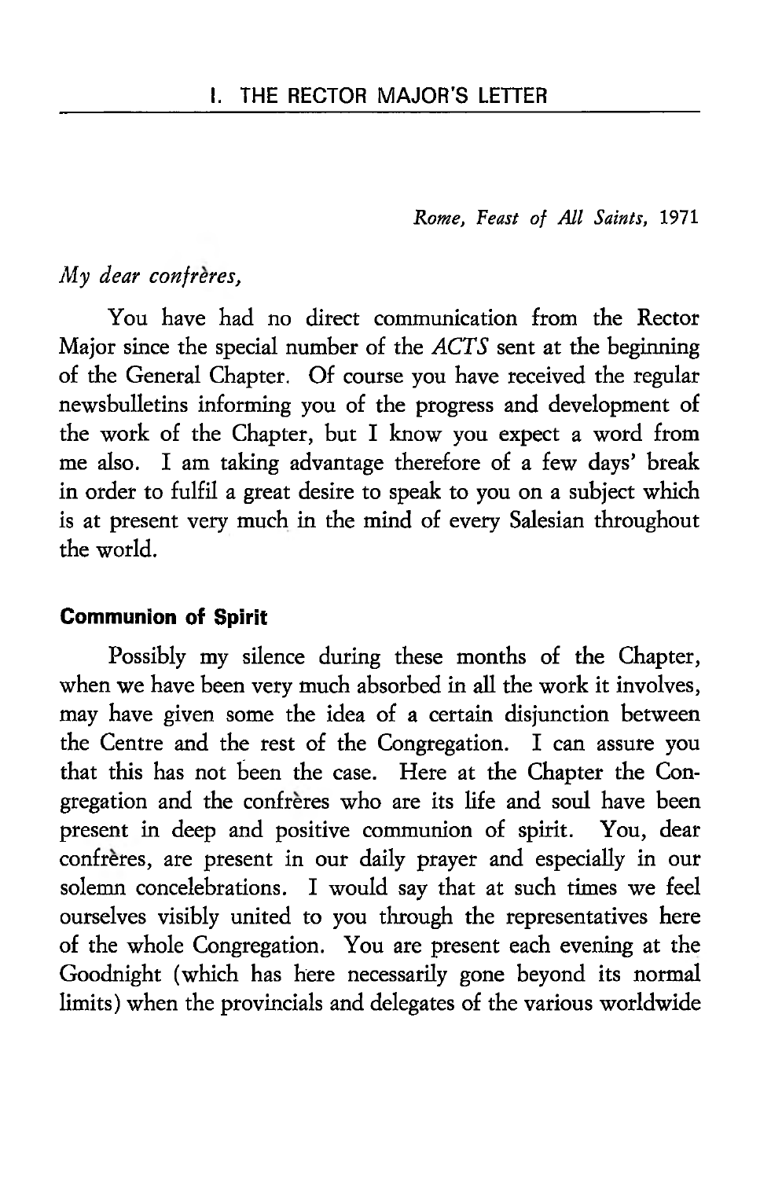# I. THE RECTOR MAJOR'S LETTER

*Rome, Feast of All Saints,* 1971

*My dear confrères,*

You have had no direct communication from the Rector Major since the special number of the *ACTS* sent at the beginning of the General Chapter. Of course you have received the regular newsbulletins informing you of the progress and development of the work of the Chapter, but I know you expect a word from me also. I am taking advantage therefore of a few days' break in order to fulfil a great desire to speak to you on a subject which is at present very much in the mind of every Salesian throughout the world.

## Communion of Spirit

Possibly my silence during these months of the Chapter, when we have been very much absorbed in all the work it involves, may have given some the idea of a certain disjunction between the Centre and the rest of the Congregation. I can assure you that this has not been the case. Here at the Chapter the Congregation and the confrères who are its life and soul have been present in deep and positive communion of spirit. You, dear confrères, are present in our daily prayer and especially in our solemn concelebrations. I would say that at such times we feel ourselves visibly united to you through the representatives here of the whole Congregation. You are present each evening at the Goodnight (which has here necessarily gone beyond its normal limits) when the provincials and delegates of the various worldwide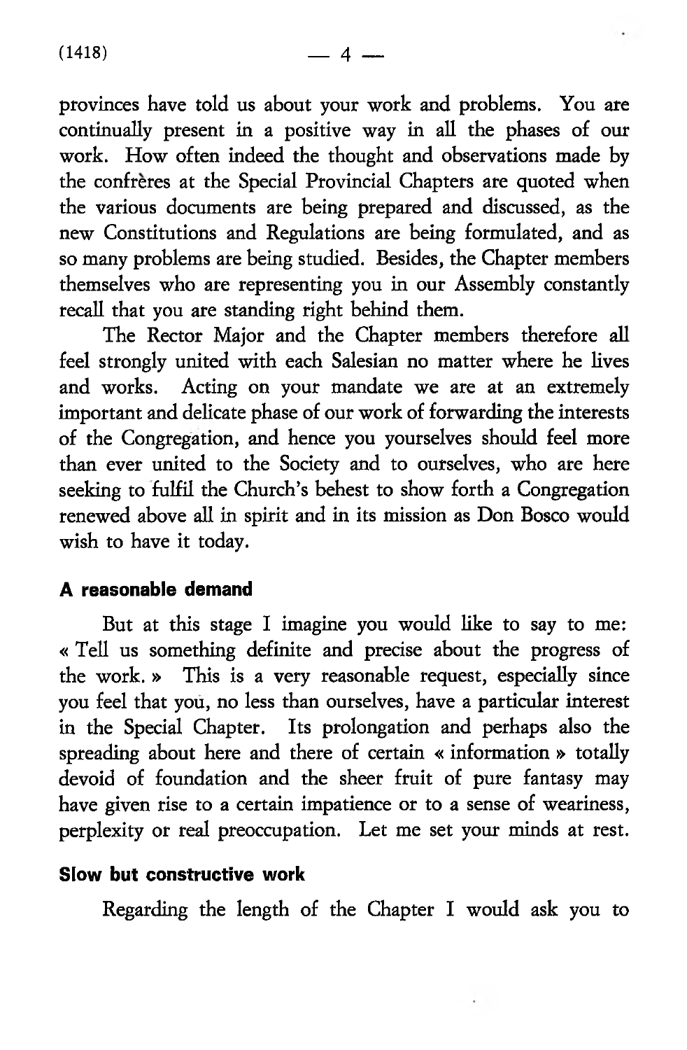provinces have told us about your work and problems. You are continually present in a positive way in all the phases of our work. How often indeed the thought and observations made by the confrères at the Special Provincial Chapters are quoted when the various documents are being prepared and discussed, as the new Constitutions and Regulations are being formulated, and as so many problems are being studied. Besides, the Chapter members themselves who are representing you in our Assembly constantly recall that you are standing right behind them.

The Rector Major and the Chapter members therefore all feel strongly united with each Salesian no matter where he lives and works. Acting on your mandate we are at an extremely important and delicate phase of our work of forwarding the interests of the Congregation, and hence you yourselves should feel more than ever united to the Society and to ourselves, who are here seeking to fulfil the Church's behest to show forth a Congregation renewed above all in spirit and in its mission as Don Bosco would wish to have it today.

### A reasonable demand

But at this stage I imagine you would like to say to me: « Tell us something definite and precise about the progress of the work. » This is a very reasonable request, especially since you feel that you, no less than ourselves, have a particular interest in the Special Chapter. Its prolongation and perhaps also the spreading about here and there of certain « information » totally devoid of foundation and the sheer fruit of pure fantasy may have given rise to a certain impatience or to a sense of weariness, perplexity or real preoccupation. Let me set your minds at rest.

### Slow but constructive work

Regarding the length of the Chapter I would ask you to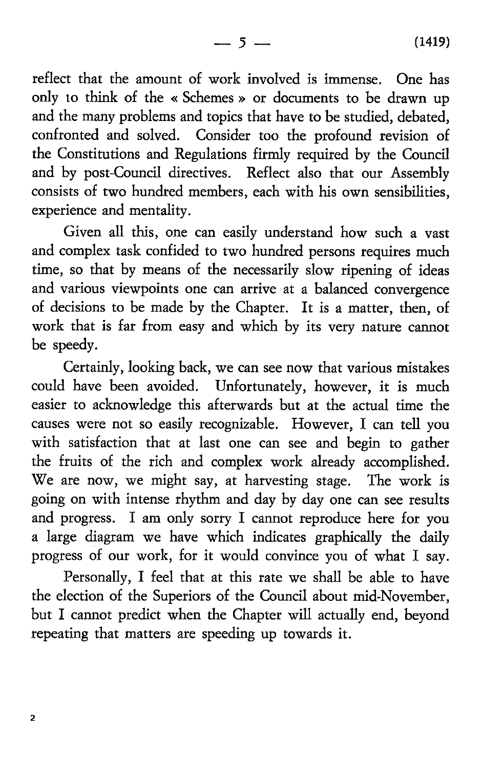reflect that the amount of work involved is immense. One has only to think of the « Schemes » or documents to be drawn up and the many problems and topics that have to be studied, debated, confronted and solved. Consider too the profound revision of the Constitutions and Regulations firmly required by the Council and by post-Council directives. Reflect also that our Assembly consists of two hundred members, each with his own sensibilities, experience and mentality.

Given all this, one can easily understand how such a vast and complex task confided to two hundred persons requires much time, so that by means of the necessarily slow ripening of ideas and various viewpoints one can arrive at a balanced convergence of decisions to be made by the Chapter. It is a matter, then, of work that is far from easy and which by its very nature cannot be speedy.

Certainly, looking back, we can see now that various mistakes could have been avoided. Unfortunately, however, it is much easier to acknowledge this afterwards but at the actual time the causes were not so easily recognizable. However, I can tell you with satisfaction that at last one can see and begin to gather the fruits of the rich and complex work already accomplished. We are now, we might say, at harvesting stage. The work is going on with intense rhythm and day by day one can see results and progress. I am only sorry I cannot reproduce here for you a large diagram we have which indicates graphically the daily progress of our work, for it would convince you of what I say.

Personally, I feel that at this rate we shall be able to have the election of the Superiors of the Council about mid-November, but I cannot predict when the Chapter will actually end, beyond repeating that matters are speeding up towards it.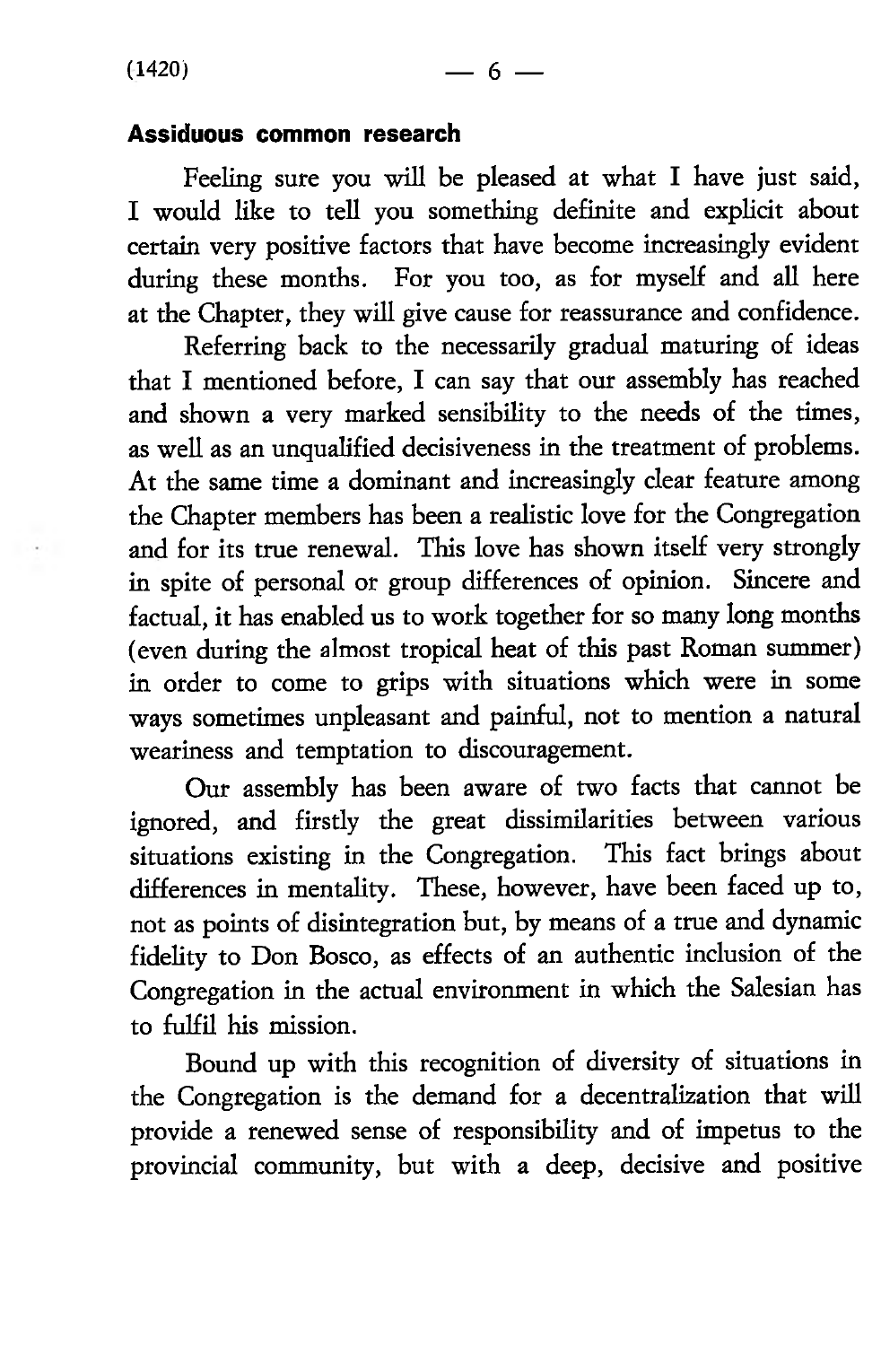**Assiduous common research**

Feeling sure you will be pleased at what I have just said, I would like to tell you something definite and explicit about certain very positive factors that have become increasingly evident during these months. For you too, as for myself and all here at the Chapter, they will give cause for reassurance and confidence.

Referring back to the necessarily gradual maturing of ideas that I mentioned before, I can say that our assembly has reached and shown a very marked sensibility to the needs of the times, as well as an unqualified decisiveness in the treatment of problems. At the same time a dominant and increasingly clear feature among the Chapter members has been a realistic love for the Congregation and for its true renewal. This love has shown itself very strongly in spite of personal or group differences of opinion. Sincere and factual, it has enabled us to work together for so many long months (even during the almost tropical heat of this past Roman summer) in order to come to grips with situations which were in some ways sometimes unpleasant and painful, not to mention a natural weariness and temptation to discouragement.

Our assembly has been aware of two facts that cannot be ignored, and firstly the great dissimilarities between various situations existing in the Congregation. This fact brings about differences in mentality. These, however, have been faced up to, not as points of disintegration but, by means of a true and dynamic fidelity to Don Bosco, as effects of an authentic inclusion of the Congregation in the actual environment in which the Salesian has to fulfil his mission.

Bound up with this recognition of diversity of situations in the Congregation is the demand for a decentralization that will provide a renewed sense of responsibility and of impetus to the provincial community, but with a deep, decisive and positive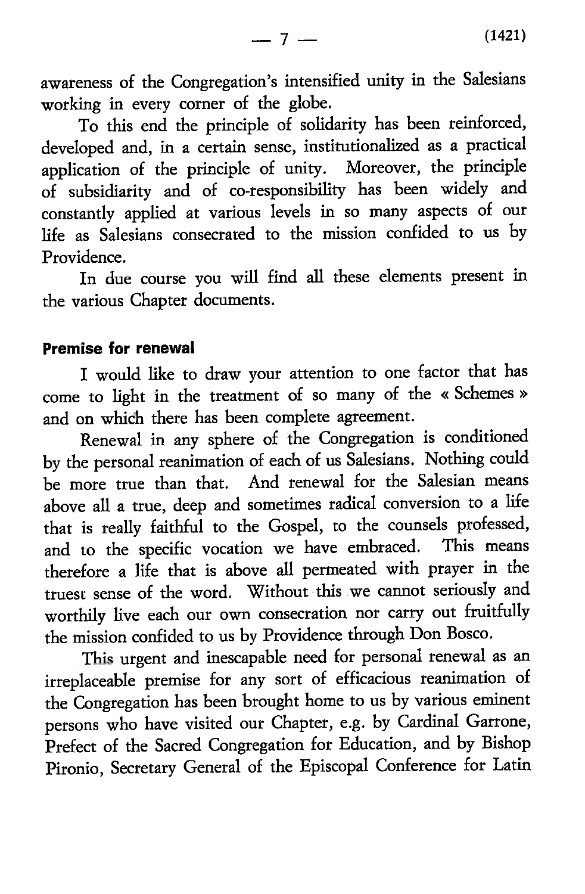awareness of the Congregation's intensified unity in the Salesians working in every corner of the globe.

To this end the principle of solidarity has been reinforced, developed and, in a certain sense, institutionalized as a practical application of the principle of unity. Moreover, the principle of subsidiarity and of co-responsibility has been widely and constantly applied at various levels in so many aspects of our life as Salesians consecrated to the mission confided to us by Providence.

In due course you will find all these elements present in the various Chapter documents.

**Premise for renewal**

I would like to draw your attention to one factor that has come to light in the treatment of so many of the « Schemes » and on which there has been complete agreement.

Renewal in any sphere of the Congregation is conditioned by the personal reanimation of each of us Salesians. Nothing could be more true than that. And renewal for the Salesian means above all a true, deep and sometimes radical conversion to a life that is really faithful to the Gospel, to the counsels professed, and to the specific vocation we have embraced. This means therefore a life that is above all permeated with prayer in the truest sense of the word. Without this we cannot seriously and worthily live each our own consecration nor carry out fruitfully the mission confided to us by Providence through Don Bosco.

This urgent and inescapable need for personal renewal as an irreplaceable premise for any sort of efficacious reanimation of the Congregation has been brought home to us by various eminent persons who have visited our Chapter, e.g. by Cardinal Garrone, Prefect of the Sacred Congregation for Education, and by Bishop Pironio, Secretary General of the Episcopal Conference for Latin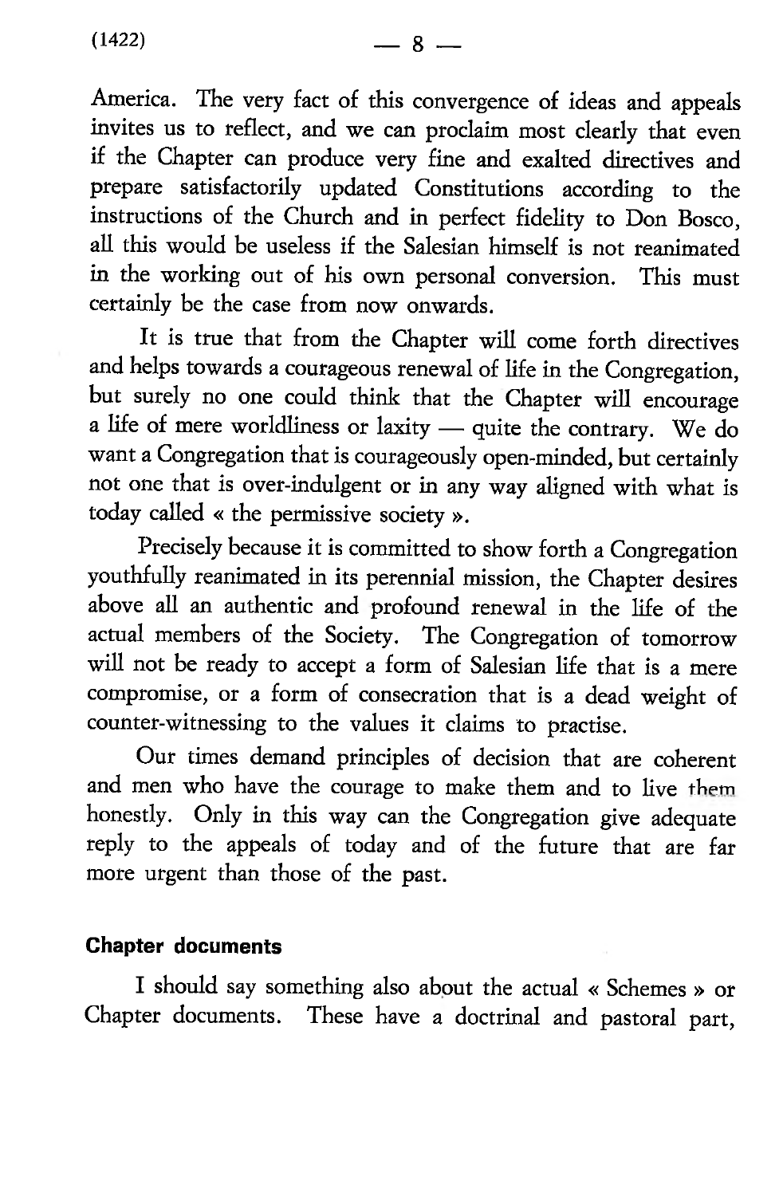America. The very fact of this convergence of ideas and appeals invites us to reflect, and we can proclaim most clearly that even if the Chapter can produce very fine and exalted directives and prepare satisfactorily updated Constitutions according to the instructions of the Church and in perfect fidelity to Don Bosco, all this would be useless if the Salesian himself is not reanimated in the working out of his own personal conversion. This must certainly be the case from now onwards.

It is true that from the Chapter will come forth directives and helps towards a courageous renewal of life in the Congregation, but surely no one could think that the Chapter will encourage a life of mere worldliness or laxity — quite the contrary. We do want a Congregation that is courageously open-minded, but certainly not one that is over-indulgent or in any way aligned with what is today called « the permissive society ».

Precisely because it is committed to show forth a Congregation youthfully reanimated in its perennial mission, the Chapter desires above all an authentic and profound renewal in the life of the actual members of the Society. The Congregation of tomorrow will not be ready to accept a form of Salesian life that is a mere compromise, or a form of consecration that is a dead weight of counter-witnessing to the values it claims to practise.

Our times demand principles of decision that are coherent and men who have the courage to make them and to live them honestly. Only in this way can the Congregation give adequate reply to the appeals of today and of the future that are far more urgent than those of the past.

### Chapter documents

I should say something also about the actual « Schemes » or Chapter documents. These have a doctrinal and pastoral part,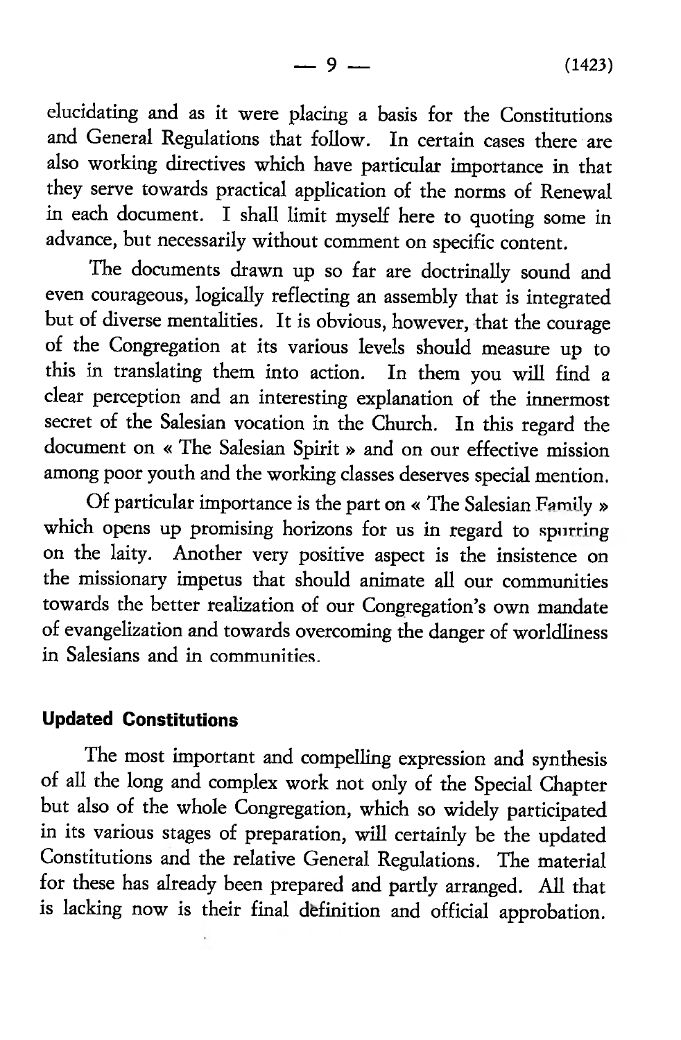elucidating and as it were placing a basis for the Constitutions and General Regulations that follow. In certain cases there are also working directives which have particular importance in that they serve towards practical application of the norms of Renewal in each document. I shall limit myself here to quoting some in advance, but necessarily without comment on specific content.

The documents drawn up so far are doctrinally sound and even courageous, logically reflecting an assembly that is integrated but of diverse mentalities. It is obvious, however, that the courage of the Congregation at its various levels should measure up to this in translating them into action. In them you will find a clear perception and an interesting explanation of the innermost secret of the Salesian vocation in the Church. In this regard the document on « The Salesian Spirit » and on our effective mission among poor youth and the working classes deserves special mention.

Of particular importance is the part on « The Salesian Family » which opens up promising horizons for us in regard to spurring on the laity. Another very positive aspect is the insistence on the missionary impetus that should animate all our communities towards the better realization of our Congregation's own mandate of evangelization and towards overcoming the danger of worldliness in Salesians and in communities.

### Updated Constitutions

The most important and compelling expression and synthesis of all the long and complex work not only of the Special Chapter but also of the whole Congregation, which so widely participated in its various stages of preparation, will certainly be the updated Constitutions and the relative General Regulations. The material for these has already been prepared and partly arranged. All that is lacking now is their final definition and official approbation.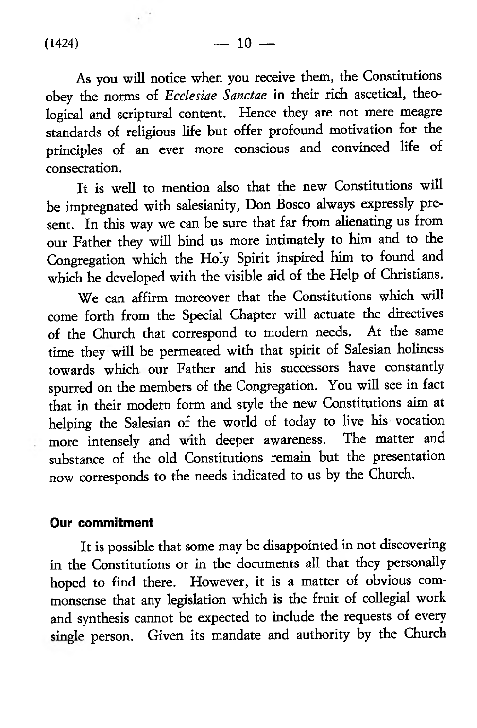As you will notice when you receive them, the Constitutions obey the norms of *Ecclesiae Sanctae* in their rich ascetical, theological and scriptural content. Hence they are not mere meagre standards of religious life but offer profound motivation for the principles of an ever more conscious and convinced life of consecration.

It is well to mention also that the new Constitutions will be impregnated with salesianity, Don Bosco always expressly present. In this way we can be sure that far from alienating us from our Father they will bind us more intimately to him and to the Congregation which the Holy Spirit inspired him to found and which he developed with the visible aid of the Help of Christians.

We can affirm moreover that the Constitutions which will come forth from the Special Chapter will actuate the directives of the Church that correspond to modern needs. At the same time they will be permeated with that spirit of Salesian holiness towards which our Father and his successors have constantly spurred on the members of the Congregation. You will see in fact that in their modern form and style the new Constitutions aim at helping the Salesian of the world of today to live his vocation more intensely and with deeper awareness. The matter and substance of the old Constitutions remain but the presentation now corresponds to the needs indicated to us by the Church.

### Our commitment

It is possible that some may be disappointed in not discovering in the Constitutions or in the documents all that they personally hoped to find there. However, it is a matter of obvious commonsense that any legislation which is the fruit of collegial work and synthesis cannot be expected to include the requests of every single person. Given its mandate and authority by the Church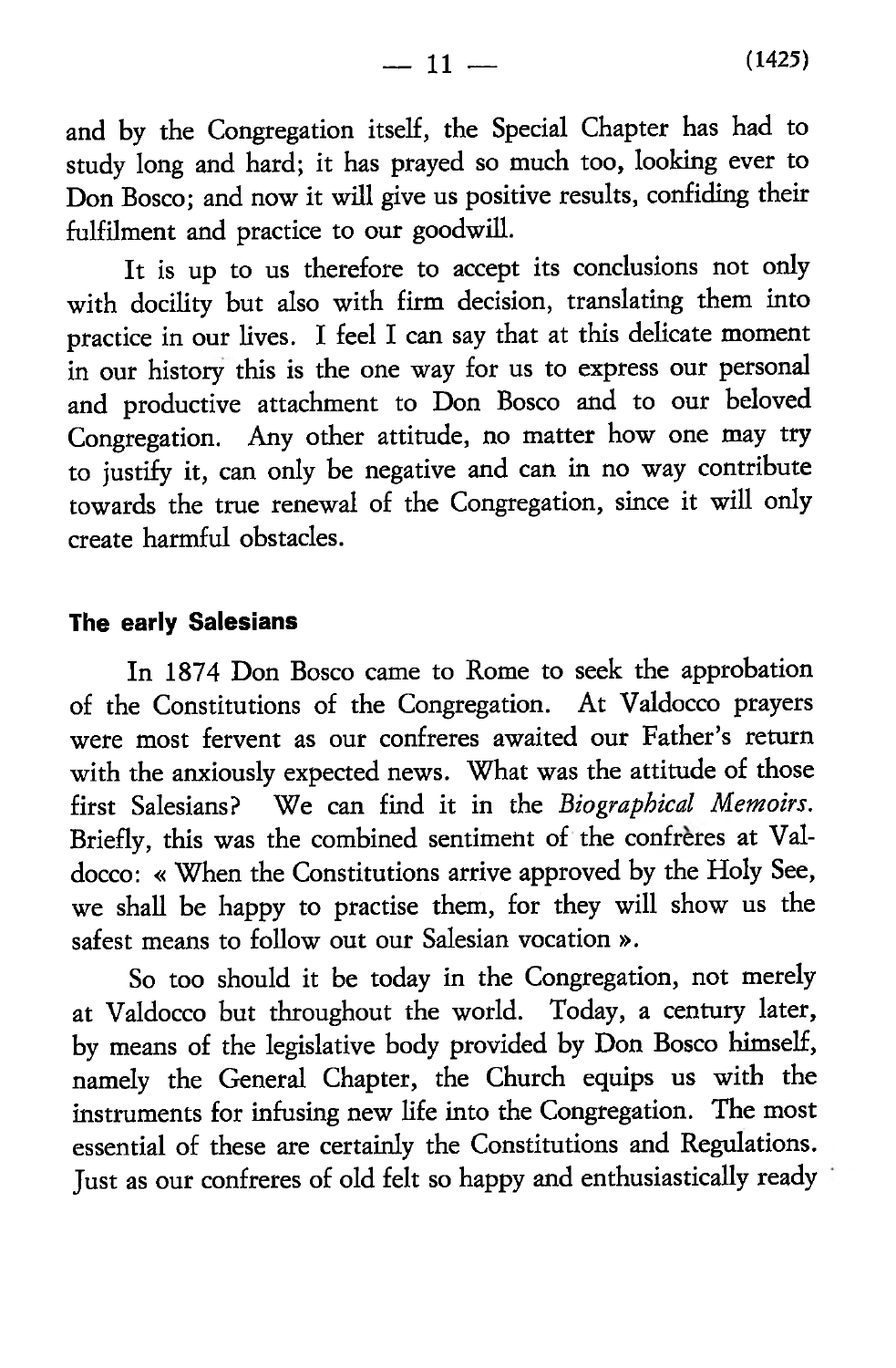and by the Congregation itself, the Special Chapter has had to study long and hard; it has prayed so much too, looking ever to Don Bosco; and now it will give us positive results, confiding their fulfilment and practice to our goodwill.

It is up to us therefore to accept its conclusions not only with docility but also with firm decision, translating them into practice in our lives. I feel I can say that at this delicate moment in our history this is the one way for us to express our personal and productive attachment to Don Bosco and to our beloved Congregation. Any other attitude, no matter how one may try to justify it, can only be negative and can in no way contribute towards the true renewal of the Congregation, since it will only create harmful obstacles.

### The early Salesians

In 1874 Don Bosco came to Rome to seek the approbation of the Constitutions of the Congregation. At Valdocco prayers were most fervent as our confreres awaited our Father's return with the anxiously expected news. What was the attitude of those first Salesians? We can find it in the *Biographical Memoirs*. Briefly, this was the combined sentiment of the confrères at Valdocco: « When the Constitutions arrive approved by the Holy See, we shall be happy to practise them, for they will show us the safest means to follow out our Salesian vocation ».

So too should it be today in the Congregation, not merely at Valdocco but throughout the world. Today, a century later, by means of the legislative body provided by Don Bosco himself, namely the General Chapter, the Church equips us with the instruments for infusing new life into the Congregation. The most essential of these are certainly the Constitutions and Regulations. Just as our confreres of old felt so happy and enthusiastically ready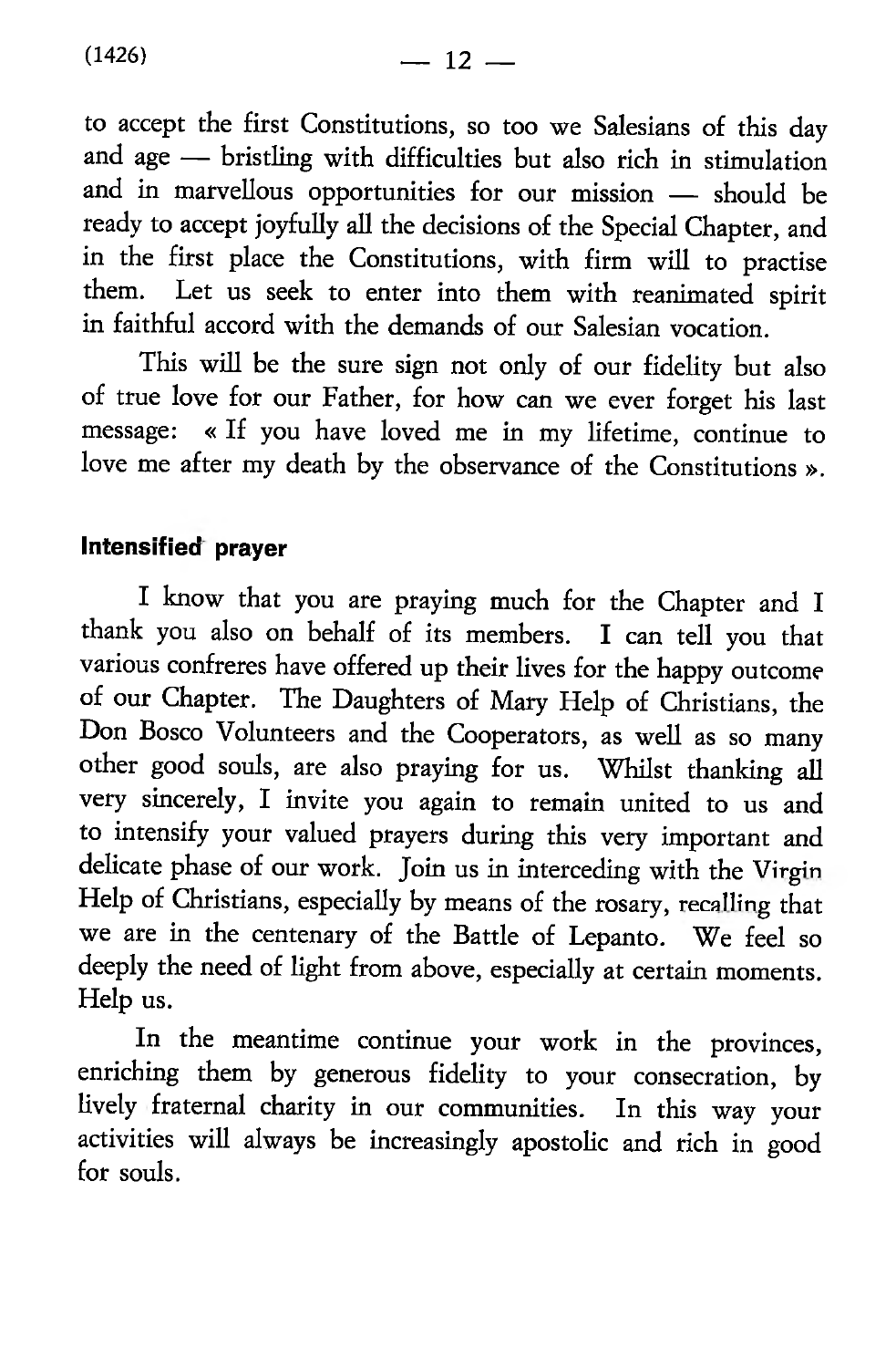to accept the first Constitutions, so too we Salesians of this day and age — bristling with difficulties but also rich in stimulation and in marvellous opportunities for our mission — should be ready to accept joyfully all the decisions of the Special Chapter, and in the first place the Constitutions, with firm will to practise them. Let us seek to enter into them with reanimated spirit in faithful accord with the demands of our Salesian vocation.

This will be the sure sign not only of our fidelity but also of true love for our Father, for how can we ever forget his last message: « If you have loved me in my lifetime, continue to love me after my death by the observance of the Constitutions ».

### Intensified prayer

I know that you are praying much for the Chapter and I thank you also on behalf of its members. I can tell you that various confreres have offered up their lives for the happy outcome of our Chapter. The Daughters of Mary Help of Christians, the Don Bosco Volunteers and the Cooperators, as well as so many other good souls, are also praying for us. Whilst thanking all very sincerely, I invite you again to remain united to us and to intensify your valued prayers during this very important and delicate phase of our work. Join us in interceding with the Virgin Help of Christians, especially by means of the rosary, recalling that we are in the centenary of the Battle of Lepanto. We feel so deeply the need of light from above, especially at certain moments. Help us.

In the meantime continue your work in the provinces, enriching them by generous fidelity to your consecration, by lively fraternal charity in our communities. In this way your activities will always be increasingly apostolic and rich in good for souls.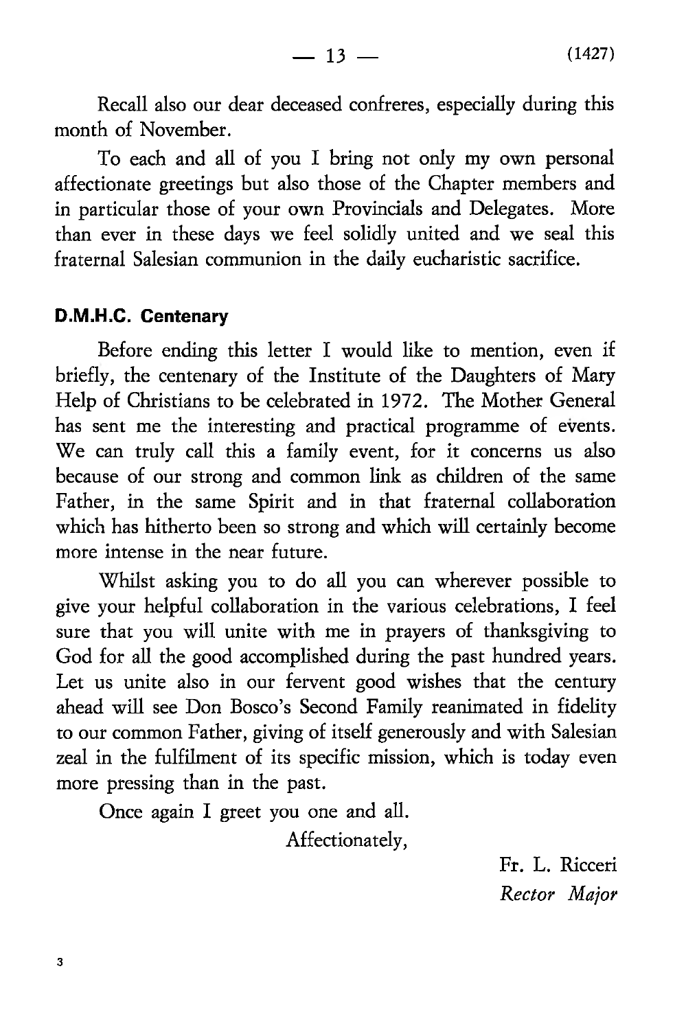Recall also our dear deceased confreres, especially during this month of November.

To each and all of you I bring not only my own personal affectionate greetings but also those of the Chapter members and in particular those of your own Provincials and Delegates. More than ever in these days we feel solidly united and we seal this fraternal Salesian communion in the daily eucharistic sacrifice.

### D.M.H.C. Centenary

Before ending this letter I would like to mention, even if briefly, the centenary of the Institute of the Daughters of Mary Help of Christians to be celebrated in 1972. The Mother General has sent me the interesting and practical programme of events. We can truly call this a family event, for it concerns us also because of our strong and common link as children of the same Father, in the same Spirit and in that fraternal collaboration which has hitherto been so strong and which will certainly become more intense in the near future.

Whilst asking you to do all you can wherever possible to give your helpful collaboration in the various celebrations, I feel sure that you will unite with me in prayers of thanksgiving to God for all the good accomplished during the past hundred years. Let us unite also in our fervent good wishes that the century ahead will see Don Bosco's Second Family reanimated in fidelity to our common Father, giving of itself generously and with Salesian zeal in the fulfilment of its specific mission, which is today even more pressing than in the past.

Once again I greet you one and all.

Affectionately,

Fr. L. Ricceri
*Rector Major*